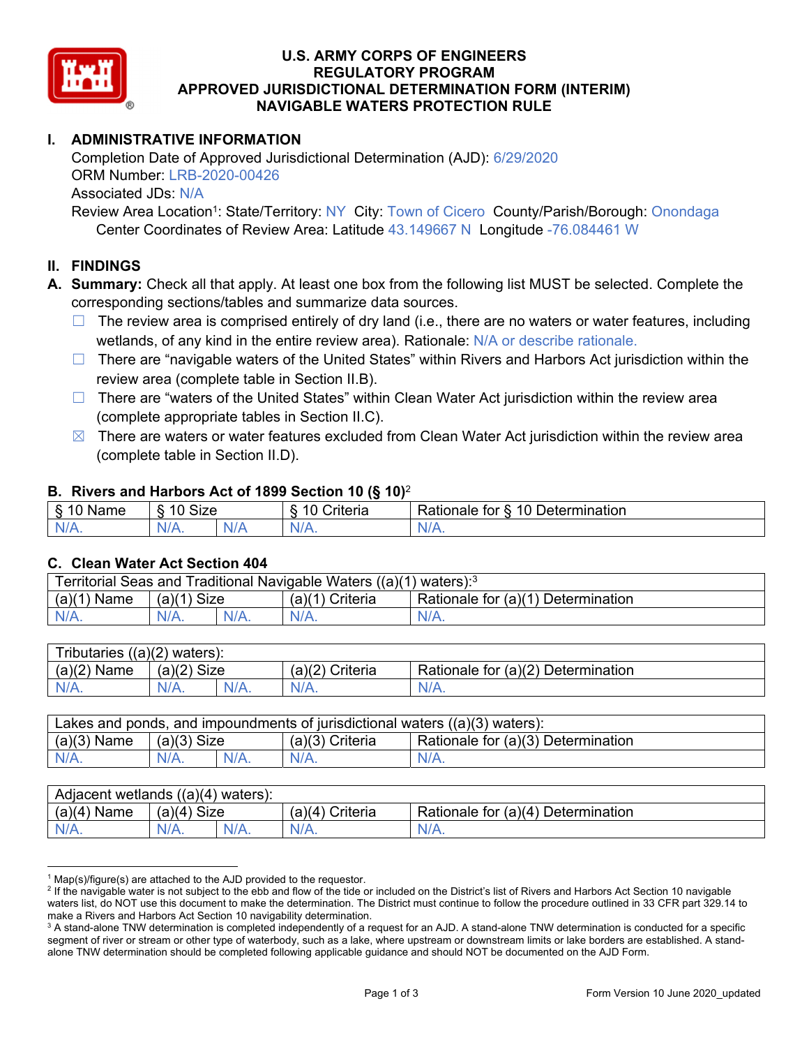# U.S. ARMY CORPS OF ENGINEERS
# REGULATORY PROGRAM
# APPROVED JURISDICTIONAL DETERMINATION FORM (INTERIM)
# NAVIGABLE WATERS PROTECTION RULE

## I. ADMINISTRATIVE INFORMATION

Completion Date of Approved Jurisdictional Determination (AJD): 6/29/2020
ORM Number: LRB-2020-00426
Associated JDs: N/A
Review Area Location[1]: State/Territory: NY City: Town of Cicero County/Parish/Borough: Onondaga
Center Coordinates of Review Area: Latitude 43.149667 N Longitude -76.084461 W

## II. FINDINGS

**A. Summary:** Check all that apply. At least one box from the following list MUST be selected. Complete the corresponding sections/tables and summarize data sources.

- ☐ The review area is comprised entirely of dry land (i.e., there are no waters or water features, including wetlands, of any kind in the entire review area). Rationale: N/A or describe rationale.
- ☐ There are "navigable waters of the United States" within Rivers and Harbors Act jurisdiction within the review area (complete table in Section II.B).
- ☐ There are "waters of the United States" within Clean Water Act jurisdiction within the review area (complete appropriate tables in Section II.C).
- ☒ There are waters or water features excluded from Clean Water Act jurisdiction within the review area (complete table in Section II.D).

### B. Rivers and Harbors Act of 1899 Section 10 (§ 10)[2]

| § 10 Name | § 10 Size | | § 10 Criteria | Rationale for § 10 Determination |
|---|---|---|---|---|
| N/A. | N/A. | N/A | N/A. | N/A. |

### C. Clean Water Act Section 404

| Territorial Seas and Traditional Navigable Waters ((a)(1) waters):[3] | | | | |
|---|---|---|---|---|
| (a)(1) Name | (a)(1) Size | | (a)(1) Criteria | Rationale for (a)(1) Determination |
| N/A. | N/A. | N/A. | N/A. | N/A. |

| Tributaries ((a)(2) waters): | | | | |
|---|---|---|---|---|
| (a)(2) Name | (a)(2) Size | | (a)(2) Criteria | Rationale for (a)(2) Determination |
| N/A. | N/A. | N/A. | N/A. | N/A. |

| Lakes and ponds, and impoundments of jurisdictional waters ((a)(3) waters): | | | | |
|---|---|---|---|---|
| (a)(3) Name | (a)(3) Size | | (a)(3) Criteria | Rationale for (a)(3) Determination |
| N/A. | N/A. | N/A. | N/A. | N/A. |

| Adjacent wetlands ((a)(4) waters): | | | | |
|---|---|---|---|---|
| (a)(4) Name | (a)(4) Size | | (a)(4) Criteria | Rationale for (a)(4) Determination |
| N/A. | N/A. | N/A. | N/A. | N/A. |

---

[1] Map(s)/figure(s) are attached to the AJD provided to the requestor.
[2] If the navigable water is not subject to the ebb and flow of the tide or included on the District's list of Rivers and Harbors Act Section 10 navigable waters list, do NOT use this document to make the determination. The District must continue to follow the procedure outlined in 33 CFR part 329.14 to make a Rivers and Harbors Act Section 10 navigability determination.
[3] A stand-alone TNW determination is completed independently of a request for an AJD. A stand-alone TNW determination is conducted for a specific segment of river or stream or other type of waterbody, such as a lake, where upstream or downstream limits or lake borders are established. A stand-alone TNW determination should be completed following applicable guidance and should NOT be documented on the AJD Form.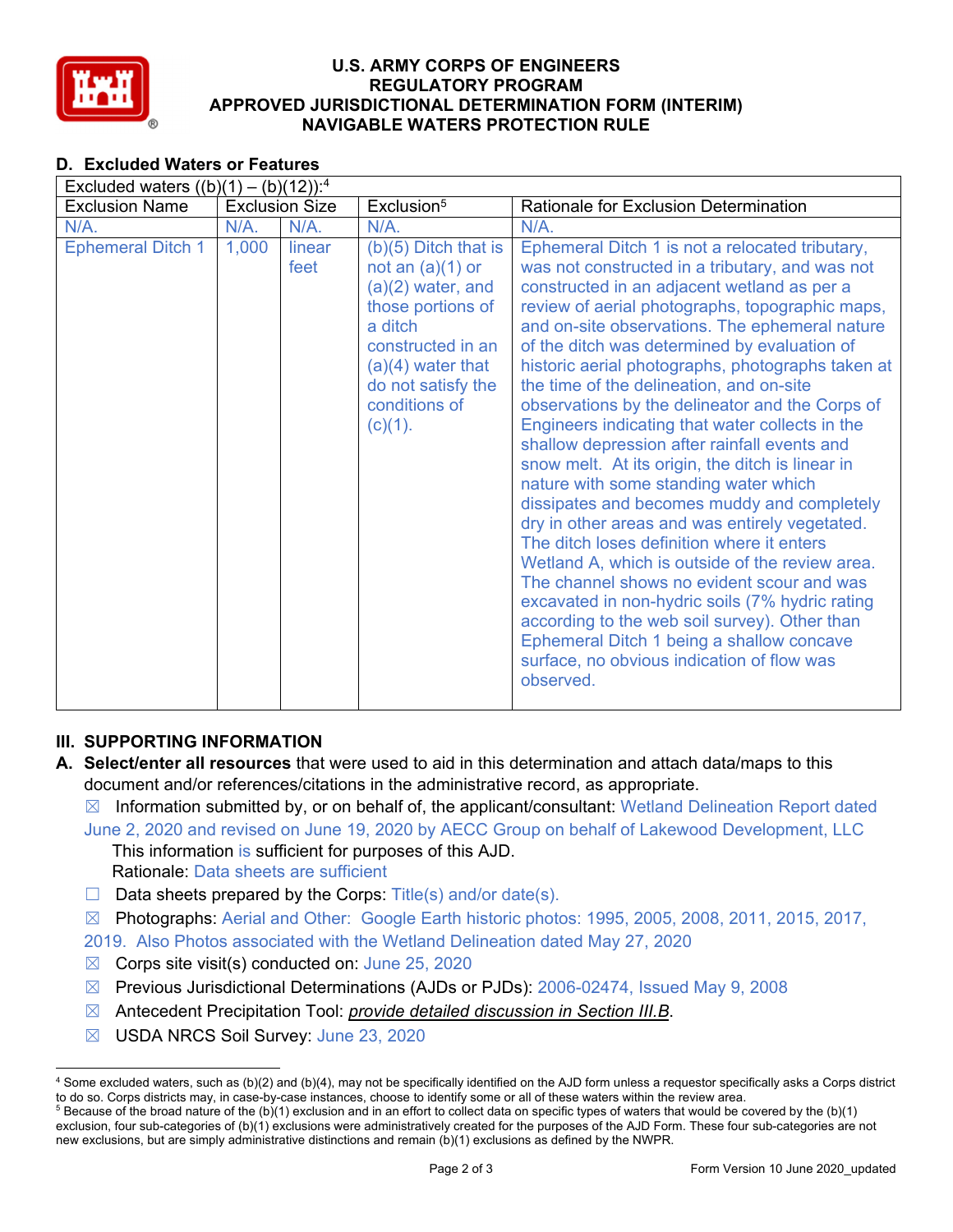# U.S. ARMY CORPS OF ENGINEERS
# REGULATORY PROGRAM
# APPROVED JURISDICTIONAL DETERMINATION FORM (INTERIM)
# NAVIGABLE WATERS PROTECTION RULE

## D. Excluded Waters or Features

| Excluded waters ((b)(1) – (b)(12)):[4] | | | | |
|---|---|---|---|---|
| Exclusion Name | Exclusion Size | | Exclusion[5] | Rationale for Exclusion Determination |
| N/A. | N/A. | N/A. | N/A. | N/A. |
| Ephemeral Ditch 1 | 1,000 | linear feet | (b)(5) Ditch that is not an (a)(1) or (a)(2) water, and those portions of a ditch constructed in an (a)(4) water that do not satisfy the conditions of (c)(1). | Ephemeral Ditch 1 is not a relocated tributary, was not constructed in a tributary, and was not constructed in an adjacent wetland as per a review of aerial photographs, topographic maps, and on-site observations. The ephemeral nature of the ditch was determined by evaluation of historic aerial photographs, photographs taken at the time of the delineation, and on-site observations by the delineator and the Corps of Engineers indicating that water collects in the shallow depression after rainfall events and snow melt. At its origin, the ditch is linear in nature with some standing water which dissipates and becomes muddy and completely dry in other areas and was entirely vegetated. The ditch loses definition where it enters Wetland A, which is outside of the review area. The channel shows no evident scour and was excavated in non-hydric soils (7% hydric rating according to the web soil survey). Other than Ephemeral Ditch 1 being a shallow concave surface, no obvious indication of flow was observed. |

## III. SUPPORTING INFORMATION

**A. Select/enter all resources** that were used to aid in this determination and attach data/maps to this document and/or references/citations in the administrative record, as appropriate.

☒ Information submitted by, or on behalf of, the applicant/consultant: Wetland Delineation Report dated June 2, 2020 and revised on June 19, 2020 by AECC Group on behalf of Lakewood Development, LLC
This information is sufficient for purposes of this AJD.
Rationale: Data sheets are sufficient

☐ Data sheets prepared by the Corps: Title(s) and/or date(s).

☒ Photographs: Aerial and Other: Google Earth historic photos: 1995, 2005, 2008, 2011, 2015, 2017, 2019. Also Photos associated with the Wetland Delineation dated May 27, 2020

☒ Corps site visit(s) conducted on: June 25, 2020

☒ Previous Jurisdictional Determinations (AJDs or PJDs): 2006-02474, Issued May 9, 2008

☒ Antecedent Precipitation Tool: *provide detailed discussion in Section III.B*.

☒ USDA NRCS Soil Survey: June 23, 2020

---

[4] Some excluded waters, such as (b)(2) and (b)(4), may not be specifically identified on the AJD form unless a requestor specifically asks a Corps district to do so. Corps districts may, in case-by-case instances, choose to identify some or all of these waters within the review area.

[5] Because of the broad nature of the (b)(1) exclusion and in an effort to collect data on specific types of waters that would be covered by the (b)(1) exclusion, four sub-categories of (b)(1) exclusions were administratively created for the purposes of the AJD Form. These four sub-categories are not new exclusions, but are simply administrative distinctions and remain (b)(1) exclusions as defined by the NWPR.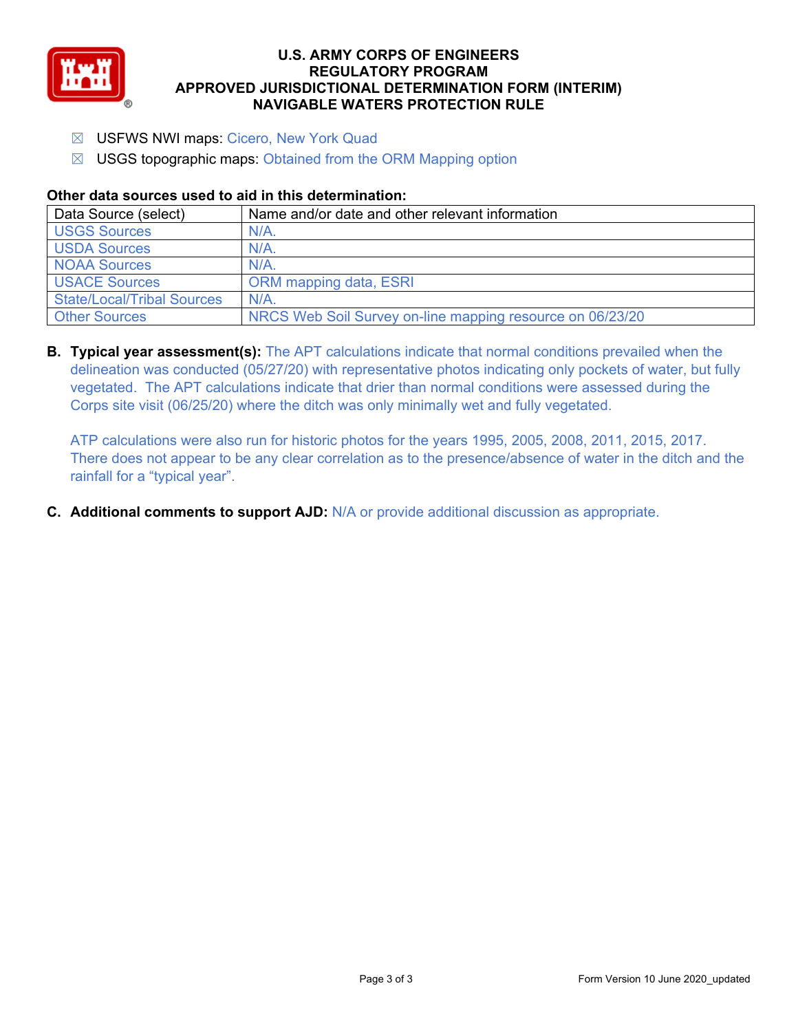- ☒ USFWS NWI maps: Cicero, New York Quad
- ☒ USGS topographic maps: Obtained from the ORM Mapping option

**Other data sources used to aid in this determination:**

| Data Source (select) | Name and/or date and other relevant information |
| --- | --- |
| USGS Sources | N/A. |
| USDA Sources | N/A. |
| NOAA Sources | N/A. |
| USACE Sources | ORM mapping data, ESRI |
| State/Local/Tribal Sources | N/A. |
| Other Sources | NRCS Web Soil Survey on-line mapping resource on 06/23/20 |

**B. Typical year assessment(s):** The APT calculations indicate that normal conditions prevailed when the delineation was conducted (05/27/20) with representative photos indicating only pockets of water, but fully vegetated. The APT calculations indicate that drier than normal conditions were assessed during the Corps site visit (06/25/20) where the ditch was only minimally wet and fully vegetated.

ATP calculations were also run for historic photos for the years 1995, 2005, 2008, 2011, 2015, 2017. There does not appear to be any clear correlation as to the presence/absence of water in the ditch and the rainfall for a “typical year”.

**C. Additional comments to support AJD:** N/A or provide additional discussion as appropriate.